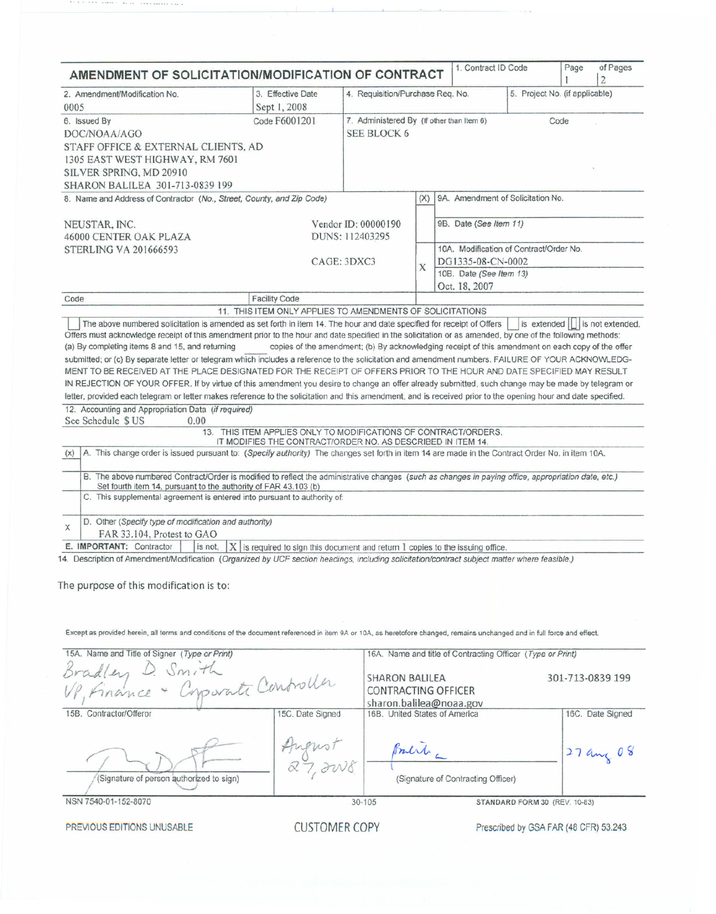# AMENDMENT OF SOLICITATION/MODIFICATION OF CONTRACT

| 1. Contract ID Code | Page 1 | of Pages 2 |
|---|---|---|

| 2. Amendment/Modification No. | 3. Effective Date | 4. Requisition/Purchase Req. No. | 5. Project No. (if applicable) |
|---|---|---|---|
| 0005 | Sept 1, 2008 | | |

**6. Issued By** Code F6001201

DOC/NOAA/AGO
STAFF OFFICE & EXTERNAL CLIENTS, AD
1305 EAST WEST HIGHWAY, RM 7601
SILVER SPRING, MD 20910
SHARON BALILEA 301-713-0839 199

**7. Administered By** (If other than Item 6) Code

SEE BLOCK 6

**8. Name and Address of Contractor** (No., Street, County, and Zip Code)

NEUSTAR, INC.
46000 CENTER OAK PLAZA
STERLING VA 201666593

Vendor ID: 00000190
DUNS: 112403295
CAGE: 3DXC3

Code | Facility Code

| (X) | |
|---|---|
| | 9A. Amendment of Solicitation No. |
| | 9B. Date (See Item 11) |
| X | 10A. Modification of Contract/Order No. DG1335-08-CN-0002 |
| | 10B. Date (See Item 13) Oct. 18, 2007 |

**11. THIS ITEM ONLY APPLIES TO AMENDMENTS OF SOLICITATIONS**

☐ The above numbered solicitation is amended as set forth in item 14. The hour and date specified for receipt of Offers ☐ is extended ☐ is not extended. Offers must acknowledge receipt of this amendment prior to the hour and date specified in the solicitation or as amended, by one of the following methods: (a) By completing items 8 and 15, and returning copies of the amendment; (b) By acknowledging receipt of this amendment on each copy of the offer submitted; or (c) By separate letter or telegram which includes a reference to the solicitation and amendment numbers. FAILURE OF YOUR ACKNOWLEDGMENT TO BE RECEIVED AT THE PLACE DESIGNATED FOR THE RECEIPT OF OFFERS PRIOR TO THE HOUR AND DATE SPECIFIED MAY RESULT IN REJECTION OF YOUR OFFER. If by virtue of this amendment you desire to change an offer already submitted, such change may be made by telegram or letter, provided each telegram or letter makes reference to the solicitation and this amendment, and is received prior to the opening hour and date specified.

**12. Accounting and Appropriation Data** (if required)

See Schedule $US 0.00

**13. THIS ITEM APPLIES ONLY TO MODIFICATIONS OF CONTRACT/ORDERS. IT MODIFIES THE CONTRACT/ORDER NO. AS DESCRIBED IN ITEM 14.**

| (x) | |
|---|---|
| | A. This change order is issued pursuant to: (Specify authority) The changes set forth in item 14 are made in the Contract Order No. in item 10A. |
| | B. The above numbered Contract/Order is modified to reflect the administrative changes (such as changes in paying office, appropriation date, etc.) Set fourth item 14, pursuant to the authority of FAR 43.103 (b) |
| | C. This supplemental agreement is entered into pursuant to authority of: |
| X | D. Other (Specify type of modification and authority) FAR 33.104, Protest to GAO |

**E. IMPORTANT:** Contractor ☐ is not, ☒ is required to sign this document and return 1 copies to the issuing office.

**14. Description of Amendment/Modification** (Organized by UCF section headings, including solicitation/contract subject matter where feasible.)

The purpose of this modification is to:

Except as provided herein, all terms and conditions of the document referenced in item 9A or 10A, as heretofore changed, remains unchanged and in full force and effect.

| 15A. Name and Title of Signer (Type or Print) | | 16A. Name and title of Contracting Officer (Type or Print) | |
|---|---|---|---|
| Bradley D. Smith, VP, Finance - Corporate Controller | | SHARON BALILEA, CONTRACTING OFFICER, sharon.balilea@noaa.gov | 301-713-0839 199 |
| 15B. Contractor/Offeror | 15C. Date Signed | 16B. United States of America | 16C. Date Signed |
| (Signature of person authorized to sign) | August 27, 2008 | (Signature of Contracting Officer) | 27 Aug 08 |

NSN 7540-01-152-8070 | 30-105 | STANDARD FORM 30 (REV. 10-83)

PREVIOUS EDITIONS UNUSABLE | CUSTOMER COPY | Prescribed by GSA FAR (48 CFR) 53.243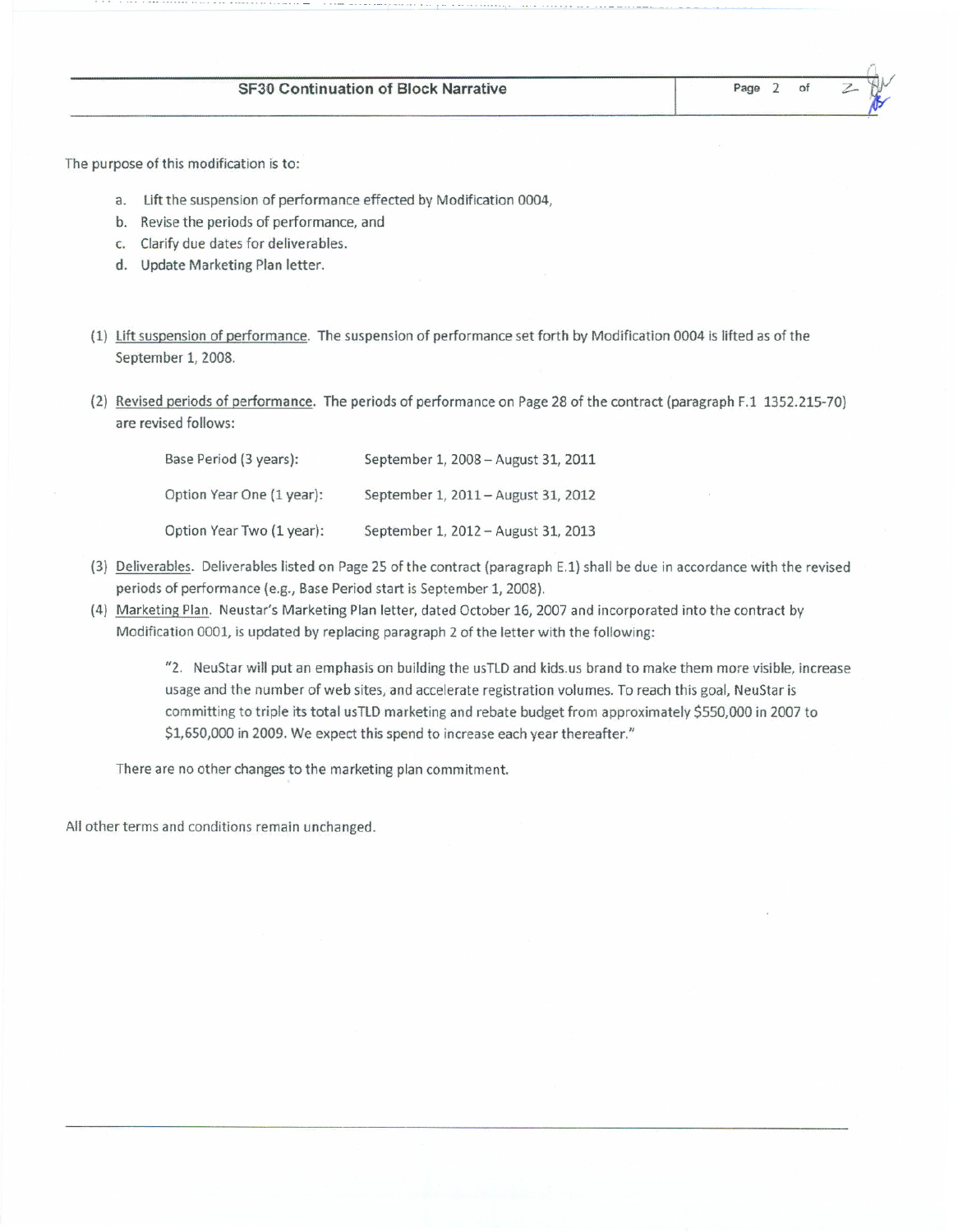## SF30 Continuation of Block Narrative

The purpose of this modification is to:

a. Lift the suspension of performance effected by Modification 0004,
b. Revise the periods of performance, and
c. Clarify due dates for deliverables.
d. Update Marketing Plan letter.

(1) Lift suspension of performance. The suspension of performance set forth by Modification 0004 is lifted as of the September 1, 2008.

(2) Revised periods of performance. The periods of performance on Page 28 of the contract (paragraph F.1 1352.215-70) are revised follows:

| | |
|---|---|
| Base Period (3 years): | September 1, 2008 – August 31, 2011 |
| Option Year One (1 year): | September 1, 2011 – August 31, 2012 |
| Option Year Two (1 year): | September 1, 2012 – August 31, 2013 |

(3) Deliverables. Deliverables listed on Page 25 of the contract (paragraph E.1) shall be due in accordance with the revised periods of performance (e.g., Base Period start is September 1, 2008).

(4) Marketing Plan. Neustar's Marketing Plan letter, dated October 16, 2007 and incorporated into the contract by Modification 0001, is updated by replacing paragraph 2 of the letter with the following:

> "2. NeuStar will put an emphasis on building the usTLD and kids.us brand to make them more visible, increase usage and the number of web sites, and accelerate registration volumes. To reach this goal, NeuStar is committing to triple its total usTLD marketing and rebate budget from approximately $550,000 in 2007 to $1,650,000 in 2009. We expect this spend to increase each year thereafter."

There are no other changes to the marketing plan commitment.

All other terms and conditions remain unchanged.